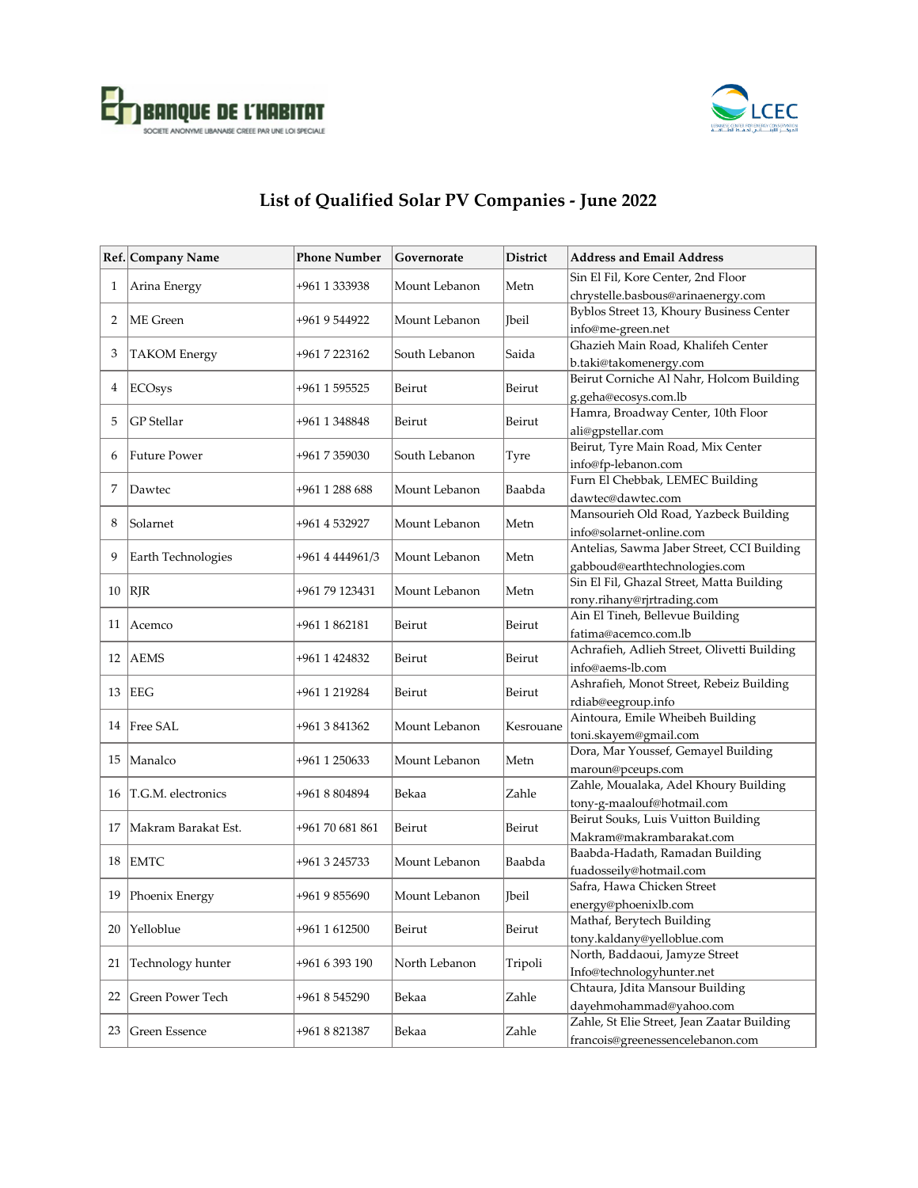BANQUE DE L'HABITAT
SOCIETE ANONYME LIBANAISE CREEE PAR UNE LOI SPECIALE

LCEC

# List of Qualified Solar PV Companies - June 2022

| Ref. | Company Name | Phone Number | Governorate | District | Address and Email Address |
|---|---|---|---|---|---|
| 1 | Arina Energy | +961 1 333938 | Mount Lebanon | Metn | Sin El Fil, Kore Center, 2nd Floor chrystelle.basbous@arinaenergy.com |
| 2 | ME Green | +961 9 544922 | Mount Lebanon | Jbeil | Byblos Street 13, Khoury Business Center info@me-green.net |
| 3 | TAKOM Energy | +961 7 223162 | South Lebanon | Saida | Ghazieh Main Road, Khalifeh Center b.taki@takomenergy.com |
| 4 | ECOsys | +961 1 595525 | Beirut | Beirut | Beirut Corniche Al Nahr, Holcom Building g.geha@ecosys.com.lb |
| 5 | GP Stellar | +961 1 348848 | Beirut | Beirut | Hamra, Broadway Center, 10th Floor ali@gpstellar.com |
| 6 | Future Power | +961 7 359030 | South Lebanon | Tyre | Beirut, Tyre Main Road, Mix Center info@fp-lebanon.com |
| 7 | Dawtec | +961 1 288 688 | Mount Lebanon | Baabda | Furn El Chebbak, LEMEC Building dawtec@dawtec.com |
| 8 | Solarnet | +961 4 532927 | Mount Lebanon | Metn | Mansourieh Old Road, Yazbeck Building info@solarnet-online.com |
| 9 | Earth Technologies | +961 4 444961/3 | Mount Lebanon | Metn | Antelias, Sawma Jaber Street, CCI Building gabboud@earthtechnologies.com |
| 10 | RJR | +961 79 123431 | Mount Lebanon | Metn | Sin El Fil, Ghazal Street, Matta Building rony.rihany@rjrtrading.com |
| 11 | Acemco | +961 1 862181 | Beirut | Beirut | Ain El Tineh, Bellevue Building fatima@acemco.com.lb |
| 12 | AEMS | +961 1 424832 | Beirut | Beirut | Achrafieh, Adlieh Street, Olivetti Building info@aems-lb.com |
| 13 | EEG | +961 1 219284 | Beirut | Beirut | Ashrafieh, Monot Street, Rebeiz Building rdiab@eegroup.info |
| 14 | Free SAL | +961 3 841362 | Mount Lebanon | Kesrouane | Aintoura, Emile Wheibeh Building toni.skayem@gmail.com |
| 15 | Manalco | +961 1 250633 | Mount Lebanon | Metn | Dora, Mar Youssef, Gemayel Building maroun@pceups.com |
| 16 | T.G.M. electronics | +961 8 804894 | Bekaa | Zahle | Zahle, Moualaka, Adel Khoury Building tony-g-maalouf@hotmail.com |
| 17 | Makram Barakat Est. | +961 70 681 861 | Beirut | Beirut | Beirut Souks, Luis Vuitton Building Makram@makrambarakat.com |
| 18 | EMTC | +961 3 245733 | Mount Lebanon | Baabda | Baabda-Hadath, Ramadan Building fuadosseily@hotmail.com |
| 19 | Phoenix Energy | +961 9 855690 | Mount Lebanon | Jbeil | Safra, Hawa Chicken Street energy@phoenixlb.com |
| 20 | Yelloblue | +961 1 612500 | Beirut | Beirut | Mathaf, Berytech Building tony.kaldany@yelloblue.com |
| 21 | Technology hunter | +961 6 393 190 | North Lebanon | Tripoli | North, Baddaoui, Jamyze Street Info@technologyhunter.net |
| 22 | Green Power Tech | +961 8 545290 | Bekaa | Zahle | Chtaura, Jdita Mansour Building dayehmohammad@yahoo.com |
| 23 | Green Essence | +961 8 821387 | Bekaa | Zahle | Zahle, St Elie Street, Jean Zaatar Building francois@greenessencelebanon.com |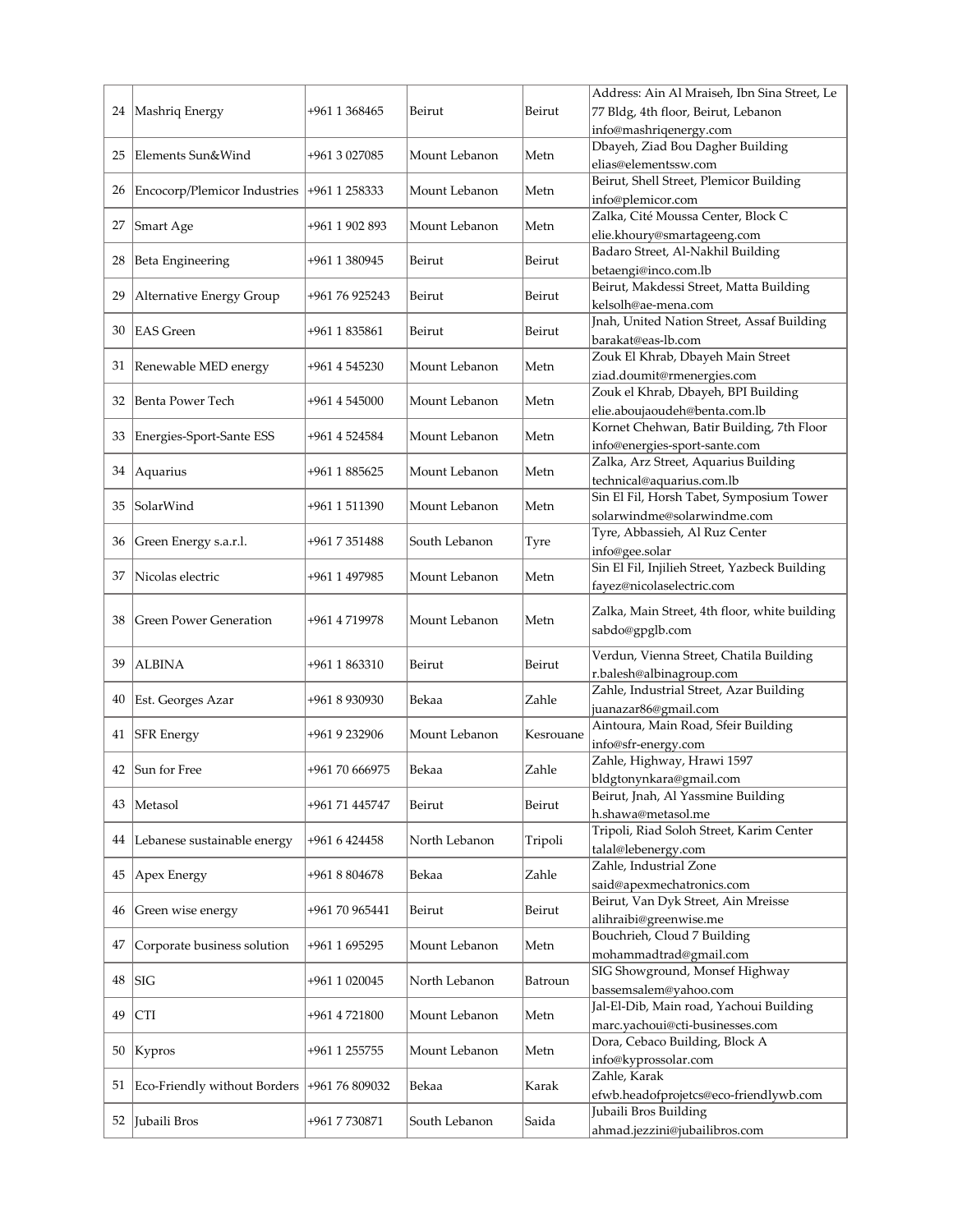| | | | | | |
|---|---|---|---|---|---|
| 24 | Mashriq Energy | +961 1 368465 | Beirut | Beirut | Address: Ain Al Mraiseh, Ibn Sina Street, Le 77 Bldg, 4th floor, Beirut, Lebanon info@mashriqenergy.com |
| 25 | Elements Sun&Wind | +961 3 027085 | Mount Lebanon | Metn | Dbayeh, Ziad Bou Dagher Building elias@elementssw.com |
| 26 | Encocorp/Plemicor Industries | +961 1 258333 | Mount Lebanon | Metn | Beirut, Shell Street, Plemicor Building info@plemicor.com |
| 27 | Smart Age | +961 1 902 893 | Mount Lebanon | Metn | Zalka, Cité Moussa Center, Block C elie.khoury@smartageeng.com |
| 28 | Beta Engineering | +961 1 380945 | Beirut | Beirut | Badaro Street, Al-Nakhil Building betaengi@inco.com.lb |
| 29 | Alternative Energy Group | +961 76 925243 | Beirut | Beirut | Beirut, Makdessi Street, Matta Building kelsolh@ae-mena.com |
| 30 | EAS Green | +961 1 835861 | Beirut | Beirut | Jnah, United Nation Street, Assaf Building barakat@eas-lb.com |
| 31 | Renewable MED energy | +961 4 545230 | Mount Lebanon | Metn | Zouk El Khrab, Dbayeh Main Street ziad.doumit@rmenergies.com |
| 32 | Benta Power Tech | +961 4 545000 | Mount Lebanon | Metn | Zouk el Khrab, Dbayeh, BPI Building elie.aboujaoudeh@benta.com.lb |
| 33 | Energies-Sport-Sante ESS | +961 4 524584 | Mount Lebanon | Metn | Kornet Chehwan, Batir Building, 7th Floor info@energies-sport-sante.com |
| 34 | Aquarius | +961 1 885625 | Mount Lebanon | Metn | Zalka, Arz Street, Aquarius Building technical@aquarius.com.lb |
| 35 | SolarWind | +961 1 511390 | Mount Lebanon | Metn | Sin El Fil, Horsh Tabet, Symposium Tower solarwindme@solarwindme.com |
| 36 | Green Energy s.a.r.l. | +961 7 351488 | South Lebanon | Tyre | Tyre, Abbassieh, Al Ruz Center info@gee.solar |
| 37 | Nicolas electric | +961 1 497985 | Mount Lebanon | Metn | Sin El Fil, Injilieh Street, Yazbeck Building fayez@nicolaselectric.com |
| 38 | Green Power Generation | +961 4 719978 | Mount Lebanon | Metn | Zalka, Main Street, 4th floor, white building sabdo@gpglb.com |
| 39 | ALBINA | +961 1 863310 | Beirut | Beirut | Verdun, Vienna Street, Chatila Building r.balesh@albinagroup.com |
| 40 | Est. Georges Azar | +961 8 930930 | Bekaa | Zahle | Zahle, Industrial Street, Azar Building juanazar86@gmail.com |
| 41 | SFR Energy | +961 9 232906 | Mount Lebanon | Kesrouane | Aintoura, Main Road, Sfeir Building info@sfr-energy.com |
| 42 | Sun for Free | +961 70 666975 | Bekaa | Zahle | Zahle, Highway, Hrawi 1597 bldgtonynkara@gmail.com |
| 43 | Metasol | +961 71 445747 | Beirut | Beirut | Beirut, Jnah, Al Yassmine Building h.shawa@metasol.me |
| 44 | Lebanese sustainable energy | +961 6 424458 | North Lebanon | Tripoli | Tripoli, Riad Soloh Street, Karim Center talal@lebenergy.com |
| 45 | Apex Energy | +961 8 804678 | Bekaa | Zahle | Zahle, Industrial Zone said@apexmechatronics.com |
| 46 | Green wise energy | +961 70 965441 | Beirut | Beirut | Beirut, Van Dyk Street, Ain Mreisse alihraibi@greenwise.me |
| 47 | Corporate business solution | +961 1 695295 | Mount Lebanon | Metn | Bouchrieh, Cloud 7 Building mohammadtrad@gmail.com |
| 48 | SIG | +961 1 020045 | North Lebanon | Batroun | SIG Showground, Monsef Highway bassemsalem@yahoo.com |
| 49 | CTI | +961 4 721800 | Mount Lebanon | Metn | Jal-El-Dib, Main road, Yachoui Building marc.yachoui@cti-businesses.com |
| 50 | Kypros | +961 1 255755 | Mount Lebanon | Metn | Dora, Cebaco Building, Block A info@kyprossolar.com |
| 51 | Eco-Friendly without Borders | +961 76 809032 | Bekaa | Karak | Zahle, Karak efwb.headofprojetcs@eco-friendlywb.com |
| 52 | Jubaili Bros | +961 7 730871 | South Lebanon | Saida | Jubaili Bros Building ahmad.jezzini@jubailibros.com |